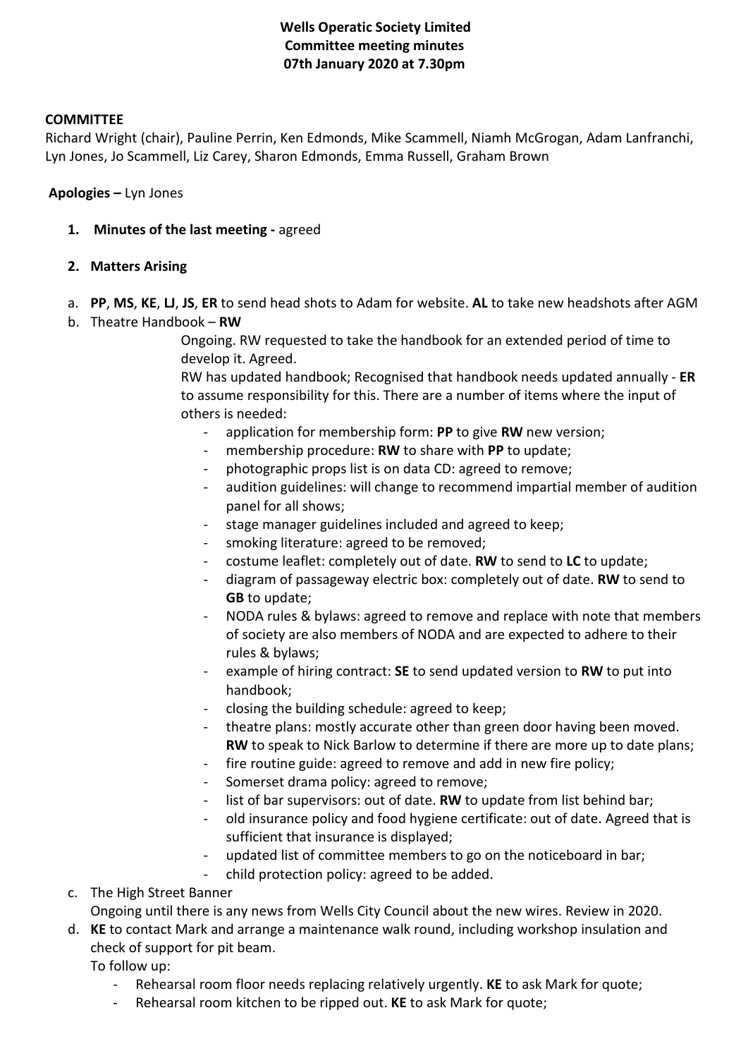**Wells Operatic Society Limited**
**Committee meeting minutes**
**07th January 2020 at 7.30pm**

**COMMITTEE**

Richard Wright (chair), Pauline Perrin, Ken Edmonds, Mike Scammell, Niamh McGrogan, Adam Lanfranchi, Lyn Jones, Jo Scammell, Liz Carey, Sharon Edmonds, Emma Russell, Graham Brown

**Apologies –** Lyn Jones

1. **Minutes of the last meeting -** agreed

2. **Matters Arising**

a. **PP**, **MS**, **KE**, **LJ**, **JS**, **ER** to send head shots to Adam for website. **AL** to take new headshots after AGM

b. Theatre Handbook – **RW**

Ongoing. RW requested to take the handbook for an extended period of time to develop it. Agreed.

RW has updated handbook; Recognised that handbook needs updated annually - **ER** to assume responsibility for this. There are a number of items where the input of others is needed:

- application for membership form: **PP** to give **RW** new version;
- membership procedure: **RW** to share with **PP** to update;
- photographic props list is on data CD: agreed to remove;
- audition guidelines: will change to recommend impartial member of audition panel for all shows;
- stage manager guidelines included and agreed to keep;
- smoking literature: agreed to be removed;
- costume leaflet: completely out of date. **RW** to send to **LC** to update;
- diagram of passageway electric box: completely out of date. **RW** to send to **GB** to update;
- NODA rules & bylaws: agreed to remove and replace with note that members of society are also members of NODA and are expected to adhere to their rules & bylaws;
- example of hiring contract: **SE** to send updated version to **RW** to put into handbook;
- closing the building schedule: agreed to keep;
- theatre plans: mostly accurate other than green door having been moved. **RW** to speak to Nick Barlow to determine if there are more up to date plans;
- fire routine guide: agreed to remove and add in new fire policy;
- Somerset drama policy: agreed to remove;
- list of bar supervisors: out of date. **RW** to update from list behind bar;
- old insurance policy and food hygiene certificate: out of date. Agreed that is sufficient that insurance is displayed;
- updated list of committee members to go on the noticeboard in bar;
- child protection policy: agreed to be added.

c. The High Street Banner

Ongoing until there is any news from Wells City Council about the new wires. Review in 2020.

d. **KE** to contact Mark and arrange a maintenance walk round, including workshop insulation and check of support for pit beam.

To follow up:

- Rehearsal room floor needs replacing relatively urgently. **KE** to ask Mark for quote;
- Rehearsal room kitchen to be ripped out. **KE** to ask Mark for quote;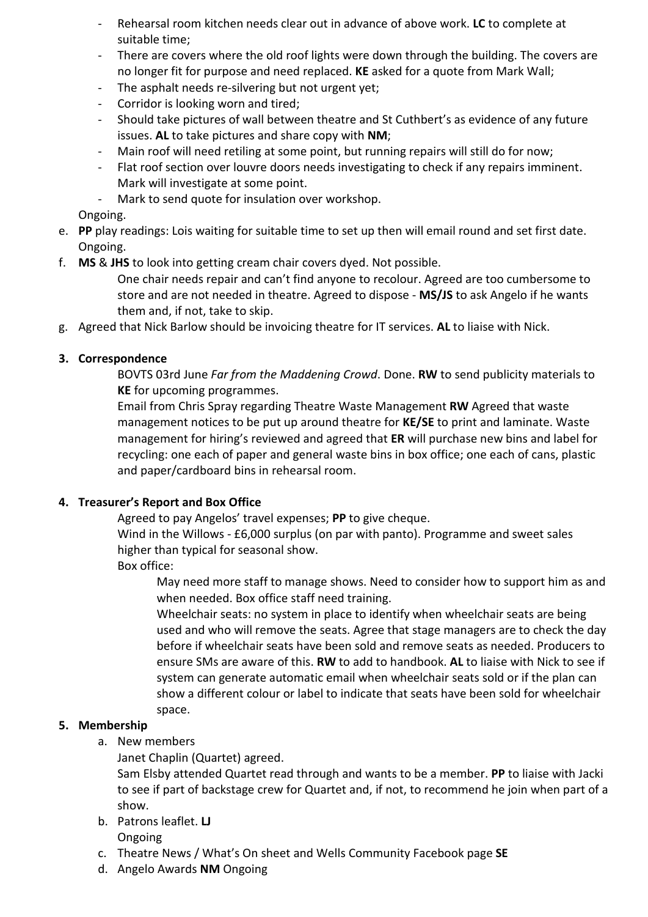- Rehearsal room kitchen needs clear out in advance of above work. **LC** to complete at suitable time;
- There are covers where the old roof lights were down through the building. The covers are no longer fit for purpose and need replaced. **KE** asked for a quote from Mark Wall;
- The asphalt needs re-silvering but not urgent yet;
- Corridor is looking worn and tired;
- Should take pictures of wall between theatre and St Cuthbert's as evidence of any future issues. **AL** to take pictures and share copy with **NM**;
- Main roof will need retiling at some point, but running repairs will still do for now;
- Flat roof section over louvre doors needs investigating to check if any repairs imminent. Mark will investigate at some point.
- Mark to send quote for insulation over workshop.

Ongoing.

e. **PP** play readings: Lois waiting for suitable time to set up then will email round and set first date. Ongoing.

f. **MS** & **JHS** to look into getting cream chair covers dyed. Not possible.

   One chair needs repair and can't find anyone to recolour. Agreed are too cumbersome to store and are not needed in theatre. Agreed to dispose - **MS/JS** to ask Angelo if he wants them and, if not, take to skip.

g. Agreed that Nick Barlow should be invoicing theatre for IT services. **AL** to liaise with Nick.

**3. Correspondence**

BOVTS 03rd June *Far from the Maddening Crowd*. Done. **RW** to send publicity materials to **KE** for upcoming programmes.

Email from Chris Spray regarding Theatre Waste Management **RW** Agreed that waste management notices to be put up around theatre for **KE/SE** to print and laminate. Waste management for hiring's reviewed and agreed that **ER** will purchase new bins and label for recycling: one each of paper and general waste bins in box office; one each of cans, plastic and paper/cardboard bins in rehearsal room.

**4. Treasurer's Report and Box Office**

Agreed to pay Angelos' travel expenses; **PP** to give cheque.

Wind in the Willows - £6,000 surplus (on par with panto). Programme and sweet sales higher than typical for seasonal show.

Box office:

May need more staff to manage shows. Need to consider how to support him as and when needed. Box office staff need training.

Wheelchair seats: no system in place to identify when wheelchair seats are being used and who will remove the seats. Agree that stage managers are to check the day before if wheelchair seats have been sold and remove seats as needed. Producers to ensure SMs are aware of this. **RW** to add to handbook. **AL** to liaise with Nick to see if system can generate automatic email when wheelchair seats sold or if the plan can show a different colour or label to indicate that seats have been sold for wheelchair space.

**5. Membership**

a. New members

   Janet Chaplin (Quartet) agreed.

   Sam Elsby attended Quartet read through and wants to be a member. **PP** to liaise with Jacki to see if part of backstage crew for Quartet and, if not, to recommend he join when part of a show.

b. Patrons leaflet. **LJ**

   Ongoing

c. Theatre News / What's On sheet and Wells Community Facebook page **SE**

d. Angelo Awards **NM** Ongoing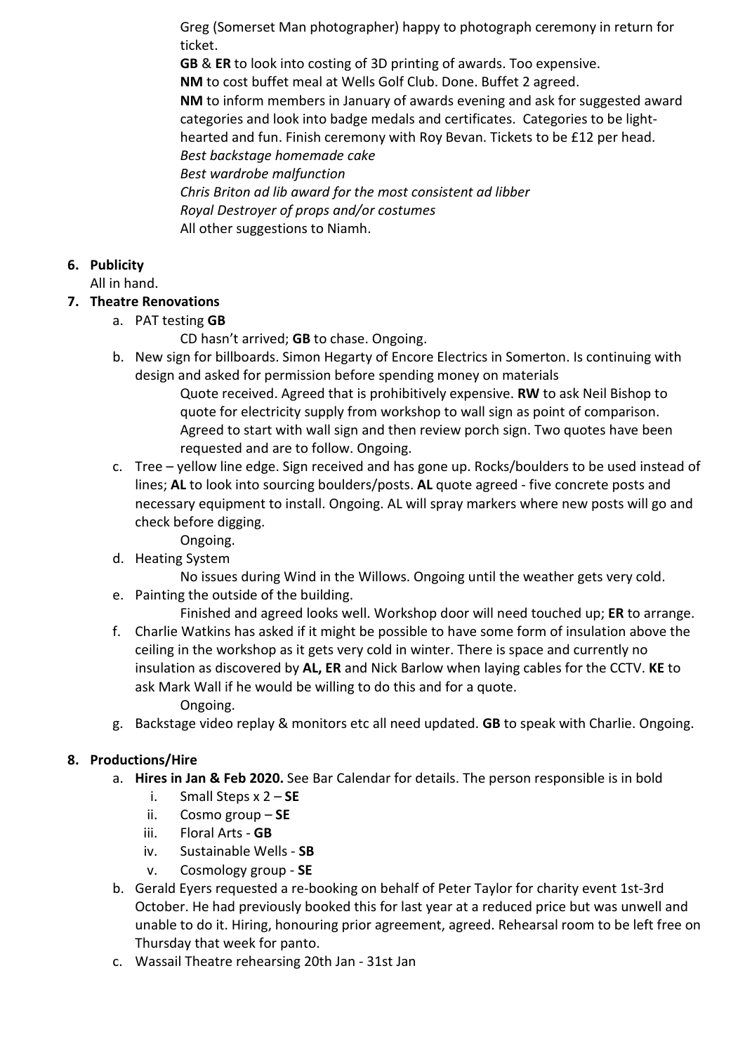Greg (Somerset Man photographer) happy to photograph ceremony in return for ticket.

**GB** & **ER** to look into costing of 3D printing of awards. Too expensive.

**NM** to cost buffet meal at Wells Golf Club. Done. Buffet 2 agreed.

**NM** to inform members in January of awards evening and ask for suggested award categories and look into badge medals and certificates. Categories to be light-hearted and fun. Finish ceremony with Roy Bevan. Tickets to be £12 per head.

*Best backstage homemade cake*

*Best wardrobe malfunction*

*Chris Briton ad lib award for the most consistent ad libber*

*Royal Destroyer of props and/or costumes*

All other suggestions to Niamh.

6. **Publicity**

   All in hand.

7. **Theatre Renovations**

   a. PAT testing **GB**

      CD hasn't arrived; **GB** to chase. Ongoing.

   b. New sign for billboards. Simon Hegarty of Encore Electrics in Somerton. Is continuing with design and asked for permission before spending money on materials

      Quote received. Agreed that is prohibitively expensive. **RW** to ask Neil Bishop to quote for electricity supply from workshop to wall sign as point of comparison. Agreed to start with wall sign and then review porch sign. Two quotes have been requested and are to follow. Ongoing.

   c. Tree – yellow line edge. Sign received and has gone up. Rocks/boulders to be used instead of lines; **AL** to look into sourcing boulders/posts. **AL** quote agreed - five concrete posts and necessary equipment to install. Ongoing. AL will spray markers where new posts will go and check before digging.

      Ongoing.

   d. Heating System

      No issues during Wind in the Willows. Ongoing until the weather gets very cold.

   e. Painting the outside of the building.

      Finished and agreed looks well. Workshop door will need touched up; **ER** to arrange.

   f. Charlie Watkins has asked if it might be possible to have some form of insulation above the ceiling in the workshop as it gets very cold in winter. There is space and currently no insulation as discovered by **AL, ER** and Nick Barlow when laying cables for the CCTV. **KE** to ask Mark Wall if he would be willing to do this and for a quote.

      Ongoing.

   g. Backstage video replay & monitors etc all need updated. **GB** to speak with Charlie. Ongoing.

8. **Productions/Hire**

   a. **Hires in Jan & Feb 2020.** See Bar Calendar for details. The person responsible is in bold

      i. Small Steps x 2 – **SE**
      ii. Cosmo group – **SE**
      iii. Floral Arts - **GB**
      iv. Sustainable Wells - **SB**
      v. Cosmology group - **SE**

   b. Gerald Eyers requested a re-booking on behalf of Peter Taylor for charity event 1st-3rd October. He had previously booked this for last year at a reduced price but was unwell and unable to do it. Hiring, honouring prior agreement, agreed. Rehearsal room to be left free on Thursday that week for panto.

   c. Wassail Theatre rehearsing 20th Jan - 31st Jan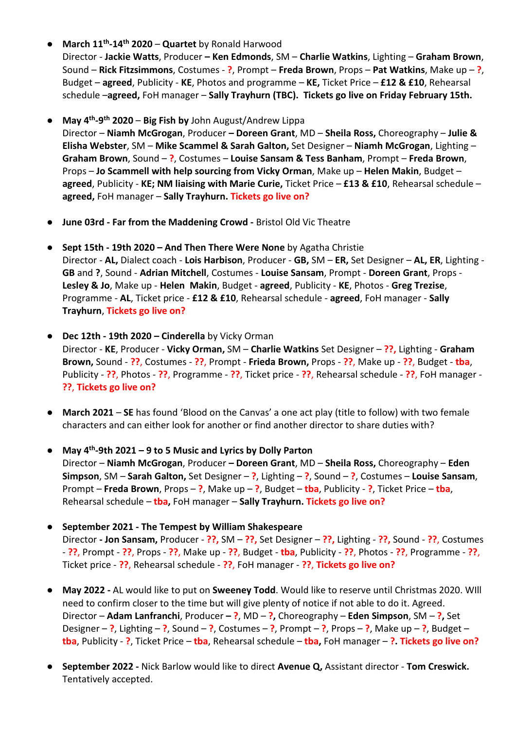- **March 11th-14th 2020** – **Quartet** by Ronald Harwood
  Director - **Jackie Watts**, Producer **– Ken Edmonds**, SM – **Charlie Watkins**, Lighting – **Graham Brown**, Sound – **Rick Fitzsimmons**, Costumes - **?**, Prompt – **Freda Brown**, Props – **Pat Watkins**, Make up – **?**, Budget – **agreed**, Publicity - **KE**, Photos and programme – **KE,** Ticket Price – **£12 & £10**, Rehearsal schedule –**agreed,** FoH manager – **Sally Trayhurn (TBC). Tickets go live on Friday February 15th.**

- **May 4th-9th 2020** – **Big Fish by** John August/Andrew Lippa
  Director – **Niamh McGrogan**, Producer **– Doreen Grant**, MD – **Sheila Ross,** Choreography – **Julie & Elisha Webster**, SM – **Mike Scammel & Sarah Galton,** Set Designer – **Niamh McGrogan**, Lighting – **Graham Brown**, Sound – **?**, Costumes – **Louise Sansam & Tess Banham**, Prompt – **Freda Brown**, Props – **Jo Scammell with help sourcing from Vicky Orman**, Make up – **Helen Makin**, Budget – **agreed**, Publicity - **KE; NM liaising with Marie Curie,** Ticket Price – **£13 & £10**, Rehearsal schedule – **agreed,** FoH manager – **Sally Trayhurn. Tickets go live on?**

- **June 03rd - Far from the Maddening Crowd -** Bristol Old Vic Theatre

- **Sept 15th - 19th 2020 – And Then There Were None** by Agatha Christie
  Director - **AL,** Dialect coach - **Lois Harbison**, Producer - **GB,** SM – **ER,** Set Designer – **AL, ER**, Lighting - **GB** and **?**, Sound - **Adrian Mitchell**, Costumes - **Louise Sansam**, Prompt - **Doreen Grant**, Props - **Lesley & Jo**, Make up - **Helen Makin**, Budget - **agreed**, Publicity - **KE**, Photos - **Greg Trezise**, Programme - **AL**, Ticket price - **£12 & £10**, Rehearsal schedule - **agreed**, FoH manager - **Sally Trayhurn**, **Tickets go live on?**

- **Dec 12th - 19th 2020 – Cinderella** by Vicky Orman
  Director - **KE**, Producer - **Vicky Orman,** SM – **Charlie Watkins** Set Designer – **??,** Lighting - **Graham Brown,** Sound - **??**, Costumes - **??,** Prompt - **Frieda Brown,** Props - **??**, Make up - **??**, Budget - **tba**, Publicity - **??**, Photos - **??**, Programme - **??**, Ticket price - **??**, Rehearsal schedule - **??**, FoH manager - **??**, **Tickets go live on?**

- **March 2021** – **SE** has found 'Blood on the Canvas' a one act play (title to follow) with two female characters and can either look for another or find another director to share duties with?

- **May 4th-9th 2021 – 9 to 5 Music and Lyrics by Dolly Parton**
  Director – **Niamh McGrogan**, Producer **– Doreen Grant**, MD – **Sheila Ross,** Choreography – **Eden Simpson**, SM – **Sarah Galton,** Set Designer – **?**, Lighting – **?**, Sound – **?**, Costumes – **Louise Sansam**, Prompt – **Freda Brown**, Props – **?**, Make up – **?**, Budget – **tba**, Publicity - **?**, Ticket Price – **tba**, Rehearsal schedule – **tba**, FoH manager – **Sally Trayhurn. Tickets go live on?**

- **September 2021 - The Tempest by William Shakespeare**
  Director **- Jon Sansam,** Producer - **??,** SM – **??,** Set Designer – **??,** Lighting - **??,** Sound - **??**, Costumes - **??**, Prompt - **??**, Props - **??**, Make up - **??**, Budget - **tba**, Publicity - **??**, Photos - **??**, Programme - **??**, Ticket price - **??**, Rehearsal schedule - **??**, FoH manager - **??**, **Tickets go live on?**

- **May 2022 -** AL would like to put on **Sweeney Todd**. Would like to reserve until Christmas 2020. WIll need to confirm closer to the time but will give plenty of notice if not able to do it. Agreed.
  Director – **Adam Lanfranchi**, Producer **– ?**, MD – **?,** Choreography – **Eden Simpson**, SM – **?,** Set Designer – **?**, Lighting – **?**, Sound – **?**, Costumes – **?**, Prompt – **?**, Props – **?**, Make up – **?**, Budget – **tba**, Publicity - **?**, Ticket Price – **tba**, Rehearsal schedule – **tba**, FoH manager – **?. Tickets go live on?**

- **September 2022 -** Nick Barlow would like to direct **Avenue Q,** Assistant director - **Tom Creswick.** Tentatively accepted.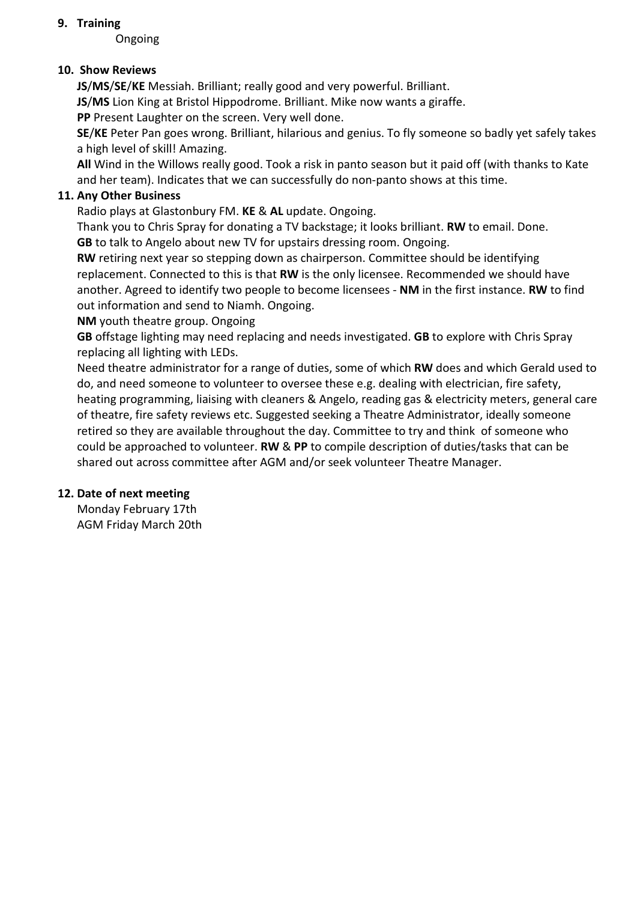**9. Training**

Ongoing

**10. Show Reviews**

**JS**/**MS**/**SE**/**KE** Messiah. Brilliant; really good and very powerful. Brilliant.

**JS**/**MS** Lion King at Bristol Hippodrome. Brilliant. Mike now wants a giraffe.

**PP** Present Laughter on the screen. Very well done.

**SE**/**KE** Peter Pan goes wrong. Brilliant, hilarious and genius. To fly someone so badly yet safely takes a high level of skill! Amazing.

**All** Wind in the Willows really good. Took a risk in panto season but it paid off (with thanks to Kate and her team). Indicates that we can successfully do non-panto shows at this time.

**11. Any Other Business**

Radio plays at Glastonbury FM. **KE** & **AL** update. Ongoing.

Thank you to Chris Spray for donating a TV backstage; it looks brilliant. **RW** to email. Done.

**GB** to talk to Angelo about new TV for upstairs dressing room. Ongoing.

**RW** retiring next year so stepping down as chairperson. Committee should be identifying replacement. Connected to this is that **RW** is the only licensee. Recommended we should have another. Agreed to identify two people to become licensees - **NM** in the first instance. **RW** to find out information and send to Niamh. Ongoing.

**NM** youth theatre group. Ongoing

**GB** offstage lighting may need replacing and needs investigated. **GB** to explore with Chris Spray replacing all lighting with LEDs.

Need theatre administrator for a range of duties, some of which **RW** does and which Gerald used to do, and need someone to volunteer to oversee these e.g. dealing with electrician, fire safety, heating programming, liaising with cleaners & Angelo, reading gas & electricity meters, general care of theatre, fire safety reviews etc. Suggested seeking a Theatre Administrator, ideally someone retired so they are available throughout the day. Committee to try and think of someone who could be approached to volunteer. **RW** & **PP** to compile description of duties/tasks that can be shared out across committee after AGM and/or seek volunteer Theatre Manager.

**12. Date of next meeting**

Monday February 17th

AGM Friday March 20th